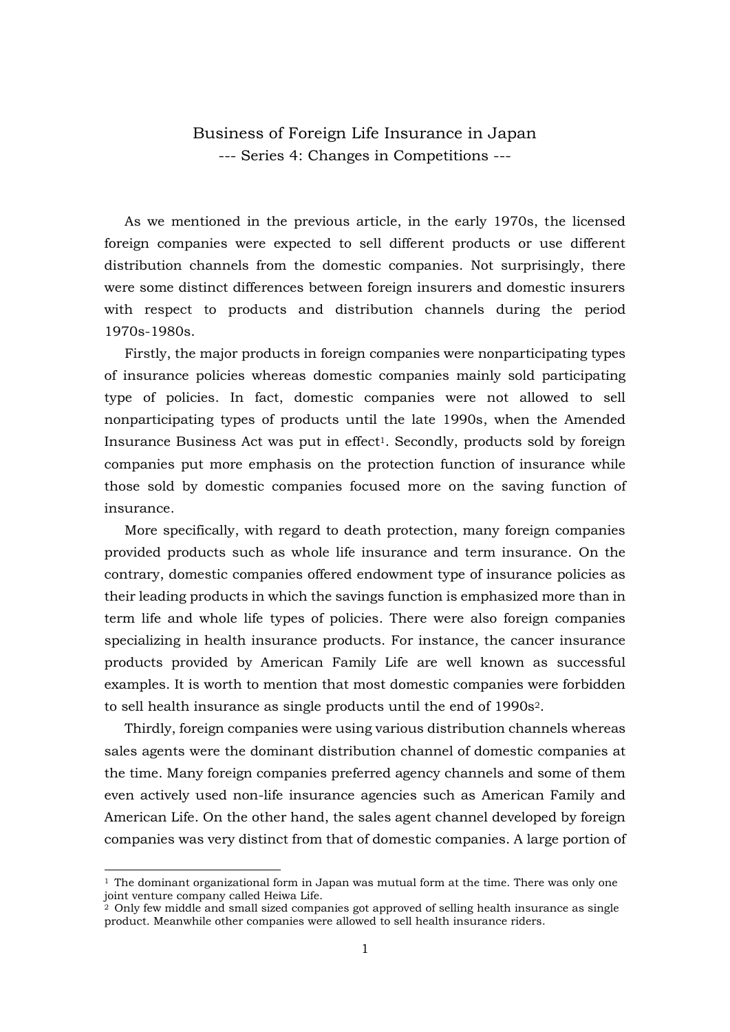# Business of Foreign Life Insurance in Japan

## --- Series 4: Changes in Competitions ---

As we mentioned in the previous article, in the early 1970s, the licensed foreign companies were expected to sell different products or use different distribution channels from the domestic companies. Not surprisingly, there were some distinct differences between foreign insurers and domestic insurers with respect to products and distribution channels during the period 1970s-1980s.

Firstly, the major products in foreign companies were nonparticipating types of insurance policies whereas domestic companies mainly sold participating type of policies. In fact, domestic companies were not allowed to sell nonparticipating types of products until the late 1990s, when the Amended Insurance Business Act was put in effect[1]. Secondly, products sold by foreign companies put more emphasis on the protection function of insurance while those sold by domestic companies focused more on the saving function of insurance.

More specifically, with regard to death protection, many foreign companies provided products such as whole life insurance and term insurance. On the contrary, domestic companies offered endowment type of insurance policies as their leading products in which the savings function is emphasized more than in term life and whole life types of policies. There were also foreign companies specializing in health insurance products. For instance, the cancer insurance products provided by American Family Life are well known as successful examples. It is worth to mention that most domestic companies were forbidden to sell health insurance as single products until the end of 1990s[2].

Thirdly, foreign companies were using various distribution channels whereas sales agents were the dominant distribution channel of domestic companies at the time. Many foreign companies preferred agency channels and some of them even actively used non-life insurance agencies such as American Family and American Life. On the other hand, the sales agent channel developed by foreign companies was very distinct from that of domestic companies. A large portion of

---

[1] The dominant organizational form in Japan was mutual form at the time. There was only one joint venture company called Heiwa Life.

[2] Only few middle and small sized companies got approved of selling health insurance as single product. Meanwhile other companies were allowed to sell health insurance riders.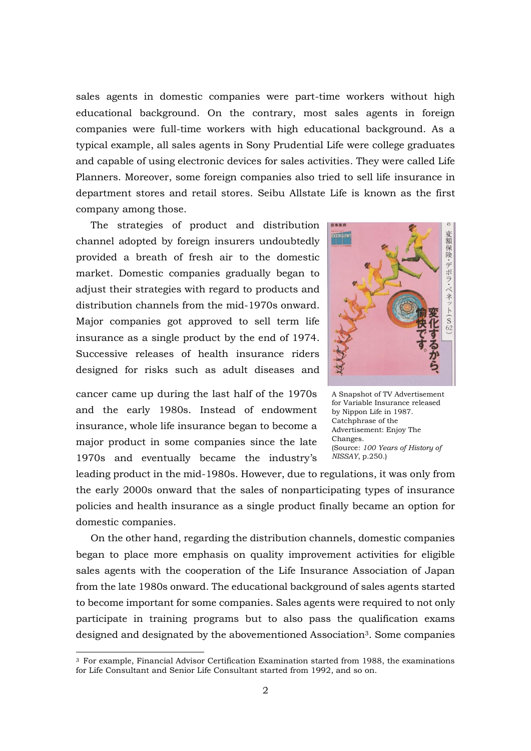sales agents in domestic companies were part-time workers without high educational background. On the contrary, most sales agents in foreign companies were full-time workers with high educational background. As a typical example, all sales agents in Sony Prudential Life were college graduates and capable of using electronic devices for sales activities. They were called Life Planners. Moreover, some foreign companies also tried to sell life insurance in department stores and retail stores. Seibu Allstate Life is known as the first company among those.

The strategies of product and distribution channel adopted by foreign insurers undoubtedly provided a breath of fresh air to the domestic market. Domestic companies gradually began to adjust their strategies with regard to products and distribution channels from the mid-1970s onward. Major companies got approved to sell term life insurance as a single product by the end of 1974. Successive releases of health insurance riders designed for risks such as adult diseases and cancer came up during the last half of the 1970s and the early 1980s. Instead of endowment insurance, whole life insurance began to become a major product in some companies since the late 1970s and eventually became the industry's leading product in the mid-1980s. However, due to regulations, it was only from the early 2000s onward that the sales of nonparticipating types of insurance policies and health insurance as a single product finally became an option for domestic companies.

A Snapshot of TV Advertisement for Variable Insurance released by Nippon Life in 1987. Catchphrase of the Advertisement: Enjoy The Changes. (Source: *100 Years of History of NISSAY*, p.250.)

On the other hand, regarding the distribution channels, domestic companies began to place more emphasis on quality improvement activities for eligible sales agents with the cooperation of the Life Insurance Association of Japan from the late 1980s onward. The educational background of sales agents started to become important for some companies. Sales agents were required to not only participate in training programs but to also pass the qualification exams designed and designated by the abovementioned Association[3]. Some companies

[3] For example, Financial Advisor Certification Examination started from 1988, the examinations for Life Consultant and Senior Life Consultant started from 1992, and so on.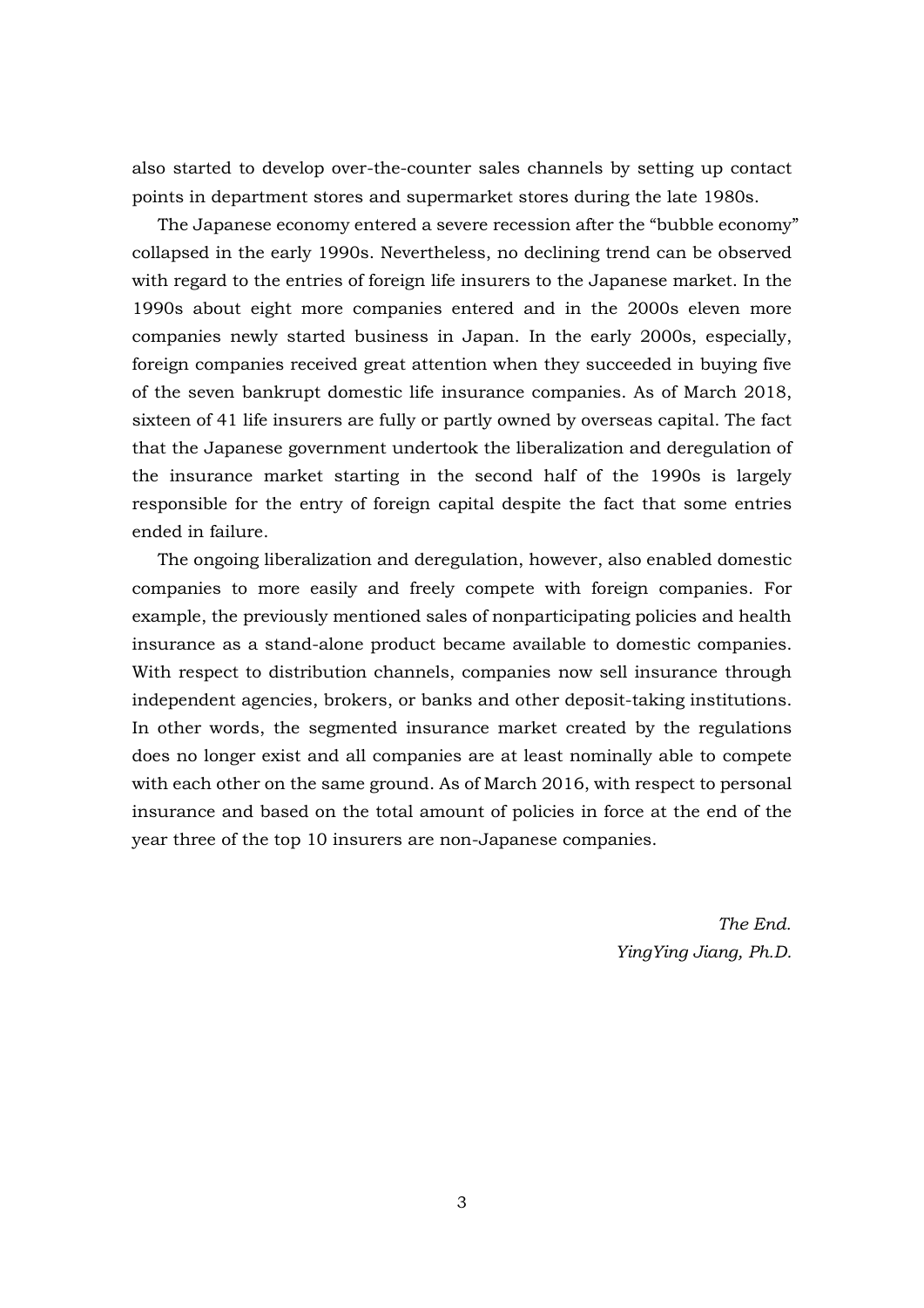also started to develop over-the-counter sales channels by setting up contact points in department stores and supermarket stores during the late 1980s.

The Japanese economy entered a severe recession after the "bubble economy" collapsed in the early 1990s. Nevertheless, no declining trend can be observed with regard to the entries of foreign life insurers to the Japanese market. In the 1990s about eight more companies entered and in the 2000s eleven more companies newly started business in Japan. In the early 2000s, especially, foreign companies received great attention when they succeeded in buying five of the seven bankrupt domestic life insurance companies. As of March 2018, sixteen of 41 life insurers are fully or partly owned by overseas capital. The fact that the Japanese government undertook the liberalization and deregulation of the insurance market starting in the second half of the 1990s is largely responsible for the entry of foreign capital despite the fact that some entries ended in failure.

The ongoing liberalization and deregulation, however, also enabled domestic companies to more easily and freely compete with foreign companies. For example, the previously mentioned sales of nonparticipating policies and health insurance as a stand-alone product became available to domestic companies. With respect to distribution channels, companies now sell insurance through independent agencies, brokers, or banks and other deposit-taking institutions. In other words, the segmented insurance market created by the regulations does no longer exist and all companies are at least nominally able to compete with each other on the same ground. As of March 2016, with respect to personal insurance and based on the total amount of policies in force at the end of the year three of the top 10 insurers are non-Japanese companies.

*The End.*

*YingYing Jiang, Ph.D.*